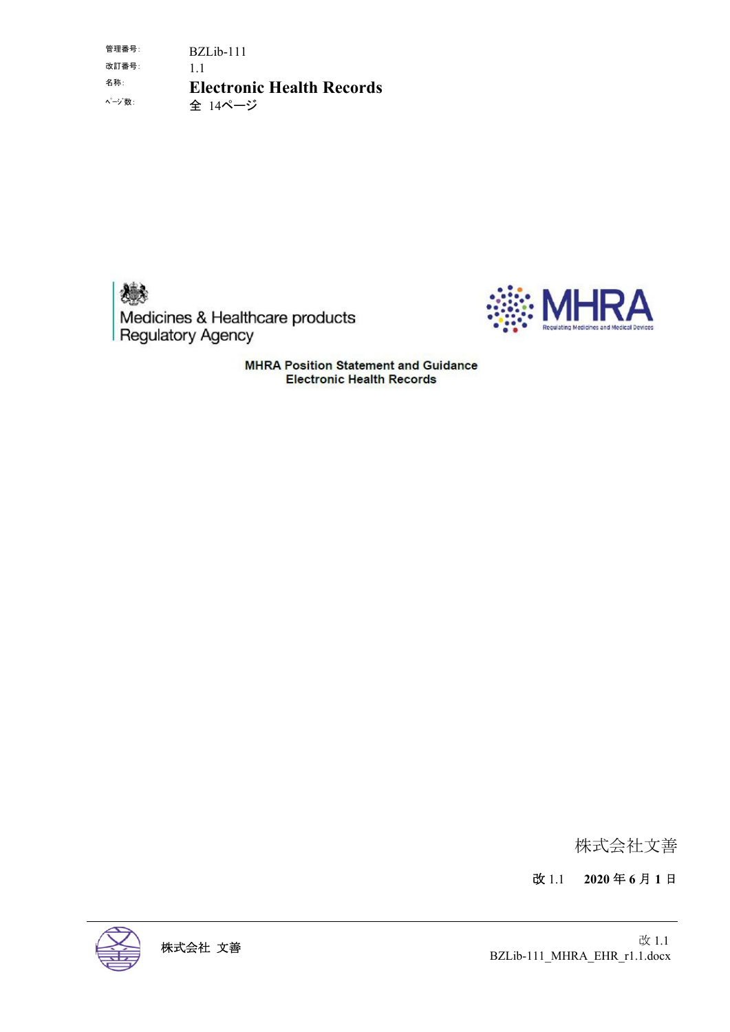| | |
|---|---|
| 管理番号: | BZLib-111 |
| 改訂番号: | 1.1 |
| 名称: | **Electronic Health Records** |
| ﾍﾟｰｼﾞ数: | 全 14ページ |

Medicines & Healthcare products Regulatory Agency

MHRA
Regulating Medicines and Medical Devices

**MHRA Position Statement and Guidance**
**Electronic Health Records**

株式会社文善

**改** 1.1 **2020 年 6 月 1 日**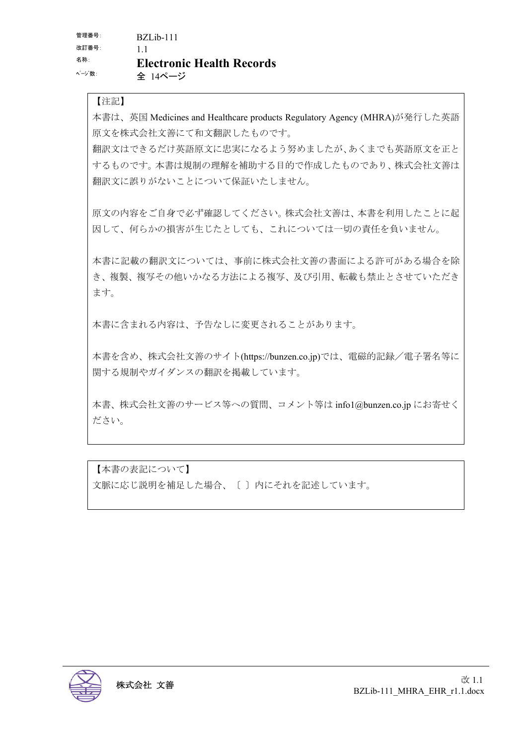管理番号: BZLib-111

改訂番号: 1.1

名称: **Electronic Health Records**

ページ数: 全 14ページ

【注記】

本書は、英国 Medicines and Healthcare products Regulatory Agency (MHRA)が発行した英語原文を株式会社文善にて和文翻訳したものです。

翻訳文はできるだけ英語原文に忠実になるよう努めましたが、あくまでも英語原文を正とするものです。本書は規制の理解を補助する目的で作成したものであり、株式会社文善は翻訳文に誤りがないことについて保証いたしません。

原文の内容をご自身で必ず確認してください。株式会社文善は、本書を利用したことに起因して、何らかの損害が生じたとしても、これについては一切の責任を負いません。

本書に記載の翻訳文については、事前に株式会社文善の書面による許可がある場合を除き、複製、複写その他いかなる方法による複写、及び引用、転載も禁止とさせていただきます。

本書に含まれる内容は、予告なしに変更されることがあります。

本書を含め、株式会社文善のサイト(https://bunzen.co.jp)では、電磁的記録／電子署名等に関する規制やガイダンスの翻訳を掲載しています。

本書、株式会社文善のサービス等への質問、コメント等は info1@bunzen.co.jp にお寄せください。

【本書の表記について】

文脈に応じ説明を補足した場合、〔 〕内にそれを記述しています。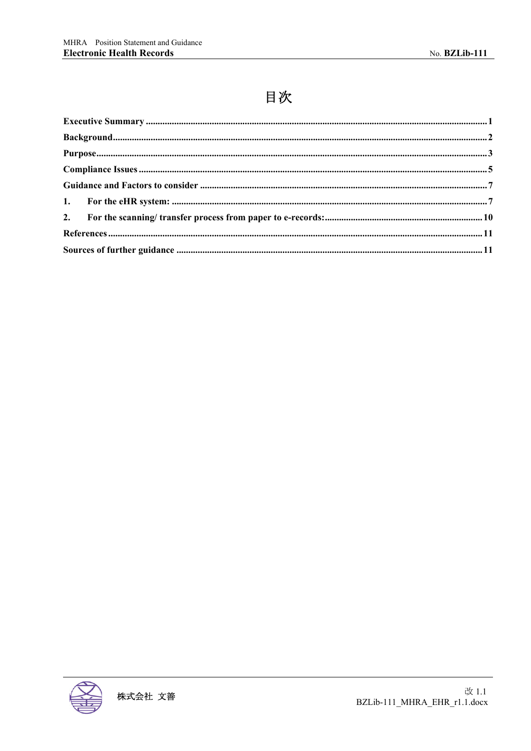# 目次

- **Executive Summary** ... 1
- **Background** ... 2
- **Purpose** ... 3
- **Compliance Issues** ... 5
- **Guidance and Factors to consider** ... 7
- **1. For the eHR system:** ... 7
- **2. For the scanning/ transfer process from paper to e-records:** ... 10
- **References** ... 11
- **Sources of further guidance** ... 11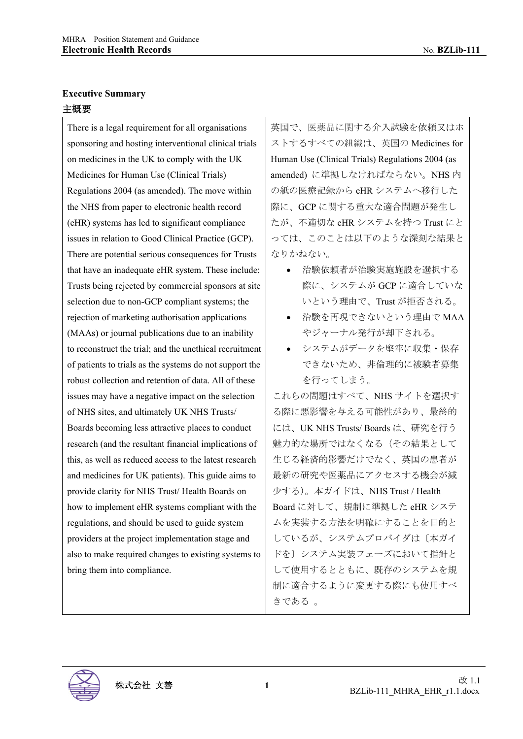**Executive Summary**

**主概要**

| There is a legal requirement for all organisations sponsoring and hosting interventional clinical trials on medicines in the UK to comply with the UK Medicines for Human Use (Clinical Trials) Regulations 2004 (as amended). The move within the NHS from paper to electronic health record (eHR) systems has led to significant compliance issues in relation to Good Clinical Practice (GCP). There are potential serious consequences for Trusts that have an inadequate eHR system. These include: Trusts being rejected by commercial sponsors at site selection due to non-GCP compliant systems; the rejection of marketing authorisation applications (MAAs) or journal publications due to an inability to reconstruct the trial; and the unethical recruitment of patients to trials as the systems do not support the robust collection and retention of data. All of these issues may have a negative impact on the selection of NHS sites, and ultimately UK NHS Trusts/ Boards becoming less attractive places to conduct research (and the resultant financial implications of this, as well as reduced access to the latest research and medicines for UK patients). This guide aims to provide clarity for NHS Trust/ Health Boards on how to implement eHR systems compliant with the regulations, and should be used to guide system providers at the project implementation stage and also to make required changes to existing systems to bring them into compliance. | 英国で、医薬品に関する介入試験を依頼又はホストするすべての組織は、英国の Medicines for Human Use (Clinical Trials) Regulations 2004 (as amended) に準拠しなければならない。NHS 内の紙の医療記録から eHR システムへ移行した際に、GCP に関する重大な適合問題が発生したが、不適切な eHR システムを持つ Trust にとっては、このことは以下のような深刻な結果となりかねない。<br>• 治験依頼者が治験実施施設を選択する際に、システムが GCP に適合していないという理由で、Trust が拒否される。<br>• 治験を再現できないという理由で MAA やジャーナル発行が却下される。<br>• システムがデータを堅牢に収集・保存できないため、非倫理的に被験者募集を行ってしまう。<br>これらの問題はすべて、NHS サイトを選択する際に悪影響を与える可能性があり、最終的には、UK NHS Trusts/ Boards は、研究を行う魅力的な場所ではなくなる（その結果として生じる経済的影響だけでなく、英国の患者が最新の研究や医薬品にアクセスする機会が減少する）。本ガイドは、NHS Trust / Health Board に対して、規制に準拠した eHR システムを実装する方法を明確にすることを目的としているが、システムプロバイダは〔本ガイドを〕システム実装フェーズにおいて指針として使用するとともに、既存のシステムを規制に適合するように変更する際にも使用すべきである 。 |
|---|---|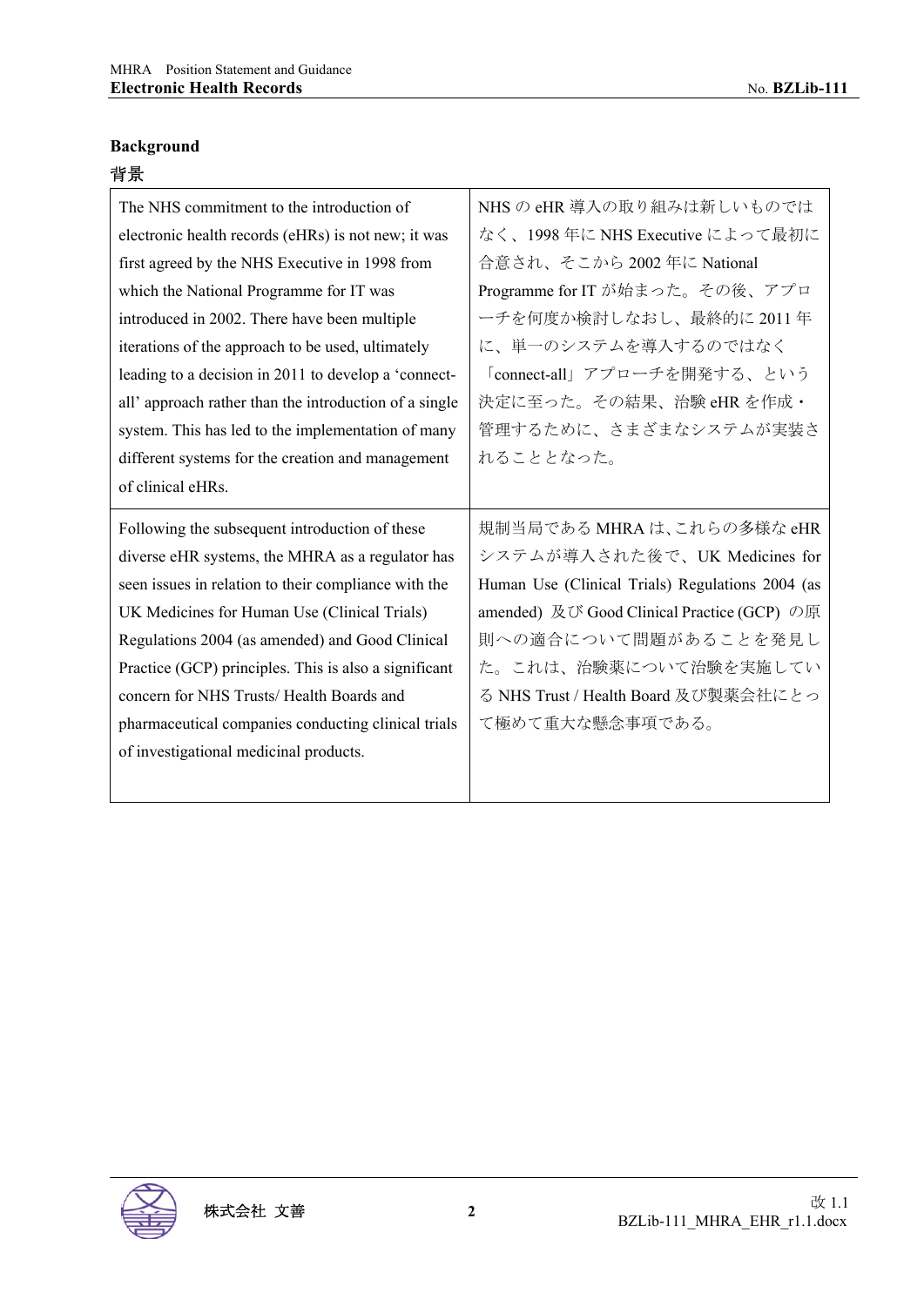**Background**

背景

| The NHS commitment to the introduction of electronic health records (eHRs) is not new; it was first agreed by the NHS Executive in 1998 from which the National Programme for IT was introduced in 2002. There have been multiple iterations of the approach to be used, ultimately leading to a decision in 2011 to develop a 'connect-all' approach rather than the introduction of a single system. This has led to the implementation of many different systems for the creation and management of clinical eHRs. | NHS の eHR 導入の取り組みは新しいものではなく、1998 年に NHS Executive によって最初に合意され、そこから 2002 年に National Programme for IT が始まった。その後、アプローチを何度か検討しなおし、最終的に 2011 年に、単一のシステムを導入するのではなく「connect-all」アプローチを開発する、という決定に至った。その結果、治験 eHR を作成・管理するために、さまざまなシステムが実装されることとなった。 |
|---|---|
| Following the subsequent introduction of these diverse eHR systems, the MHRA as a regulator has seen issues in relation to their compliance with the UK Medicines for Human Use (Clinical Trials) Regulations 2004 (as amended) and Good Clinical Practice (GCP) principles. This is also a significant concern for NHS Trusts/ Health Boards and pharmaceutical companies conducting clinical trials of investigational medicinal products. | 規制当局である MHRA は、これらの多様な eHR システムが導入された後で、UK Medicines for Human Use (Clinical Trials) Regulations 2004 (as amended) 及び Good Clinical Practice (GCP) の原則への適合について問題があることを発見した。これは、治験薬について治験を実施している NHS Trust / Health Board 及び製薬会社にとって極めて重大な懸念事項である。 |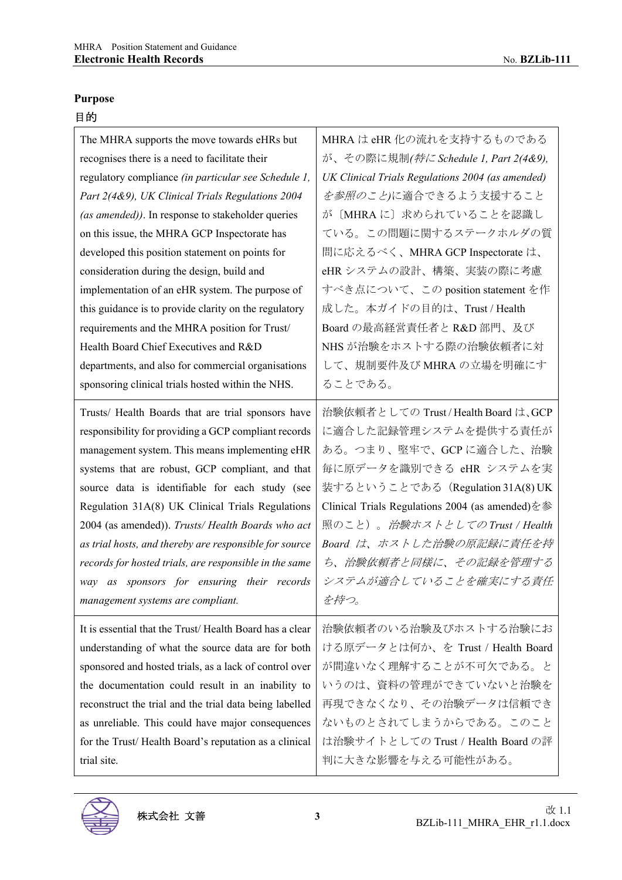**Purpose**

目的

| | |
|---|---|
| The MHRA supports the move towards eHRs but recognises there is a need to facilitate their regulatory compliance *(in particular see Schedule 1, Part 2(4&9), UK Clinical Trials Regulations 2004 (as amended))*. In response to stakeholder queries on this issue, the MHRA GCP Inspectorate has developed this position statement on points for consideration during the design, build and implementation of an eHR system. The purpose of this guidance is to provide clarity on the regulatory requirements and the MHRA position for Trust/ Health Board Chief Executives and R&D departments, and also for commercial organisations sponsoring clinical trials hosted within the NHS. | MHRA は eHR 化の流れを支持するものであるが、その際に規制*(特に Schedule 1, Part 2(4&9), UK Clinical Trials Regulations 2004 (as amended) を参照のこと)*に適合できるよう支援することが〔MHRA に〕求められていることを認識している。この問題に関するステークホルダの質問に応えるべく、MHRA GCP Inspectorate は、eHR システムの設計、構築、実装の際に考慮すべき点について、この position statement を作成した。本ガイドの目的は、Trust / Health Board の最高経営責任者と R&D 部門、及び NHS が治験をホストする際の治験依頼者に対して、規制要件及び MHRA の立場を明確にすることである。 |
| Trusts/ Health Boards that are trial sponsors have responsibility for providing a GCP compliant records management system. This means implementing eHR systems that are robust, GCP compliant, and that source data is identifiable for each study (see Regulation 31A(8) UK Clinical Trials Regulations 2004 (as amended)). *Trusts/ Health Boards who act as trial hosts, and thereby are responsible for source records for hosted trials, are responsible in the same way as sponsors for ensuring their records management systems are compliant.* | 治験依頼者としての Trust / Health Board は、GCP に適合した記録管理システムを提供する責任がある。つまり、堅牢で、GCP に適合した、治験毎に原データを識別できる eHR システムを実装するということである（Regulation 31A(8) UK Clinical Trials Regulations 2004 (as amended)を参照のこと）。*治験ホストとしての Trust / Health Board は、ホストした治験の原記録に責任を持ち、治験依頼者と同様に、その記録を管理するシステムが適合していることを確実にする責任を持つ。* |
| It is essential that the Trust/ Health Board has a clear understanding of what the source data are for both sponsored and hosted trials, as a lack of control over the documentation could result in an inability to reconstruct the trial and the trial data being labelled as unreliable. This could have major consequences for the Trust/ Health Board's reputation as a clinical trial site. | 治験依頼者のいる治験及びホストする治験における原データとは何か、を Trust / Health Board が間違いなく理解することが不可欠である。というのは、資料の管理ができていないと治験を再現できなくなり、その治験データは信頼できないものとされてしまうからである。このことは治験サイトとしての Trust / Health Board の評判に大きな影響を与える可能性がある。 |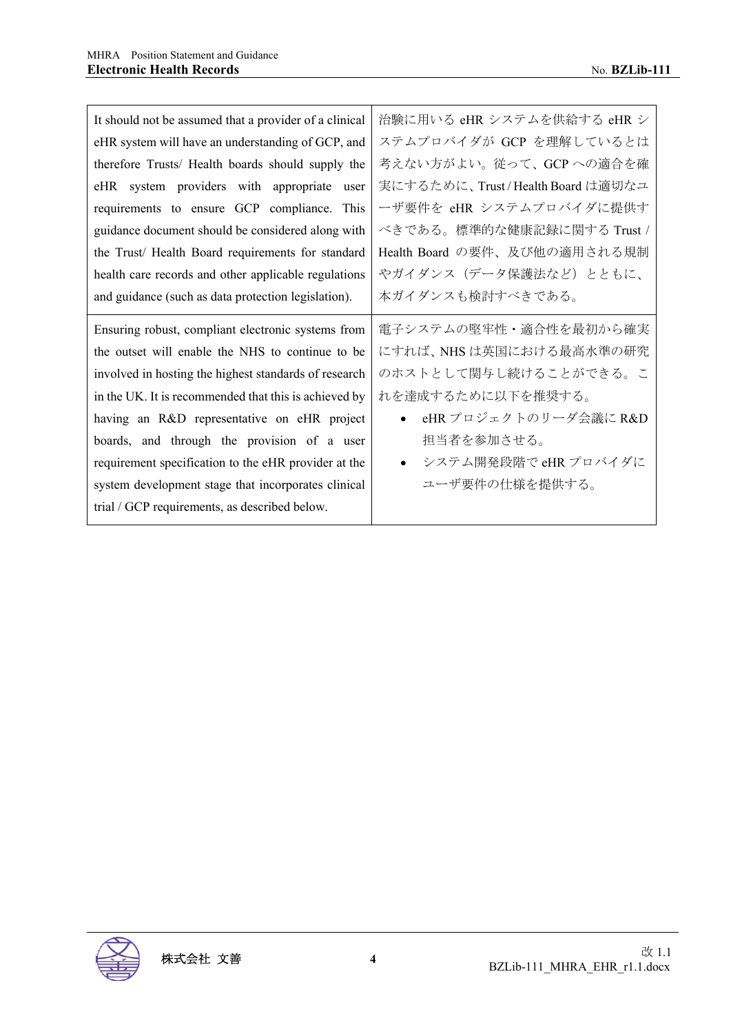| It should not be assumed that a provider of a clinical eHR system will have an understanding of GCP, and therefore Trusts/ Health boards should supply the eHR system providers with appropriate user requirements to ensure GCP compliance. This guidance document should be considered along with the Trust/ Health Board requirements for standard health care records and other applicable regulations and guidance (such as data protection legislation). | 治験に用いる eHR システムを供給する eHR システムプロバイダが GCP を理解しているとは考えない方がよい。従って、GCP への適合を確実にするために、Trust / Health Board は適切なユーザ要件を eHR システムプロバイダに提供すべきである。標準的な健康記録に関する Trust / Health Board の要件、及び他の適用される規制やガイダンス（データ保護法など）とともに、本ガイダンスも検討すべきである。 |
|---|---|
| Ensuring robust, compliant electronic systems from the outset will enable the NHS to continue to be involved in hosting the highest standards of research in the UK. It is recommended that this is achieved by having an R&D representative on eHR project boards, and through the provision of a user requirement specification to the eHR provider at the system development stage that incorporates clinical trial / GCP requirements, as described below. | 電子システムの堅牢性・適合性を最初から確実にすれば、NHS は英国における最高水準の研究のホストとして関与し続けることができる。これを達成するために以下を推奨する。<br>• eHR プロジェクトのリーダ会議に R&D 担当者を参加させる。<br>• システム開発段階で eHR プロバイダにユーザ要件の仕様を提供する。 |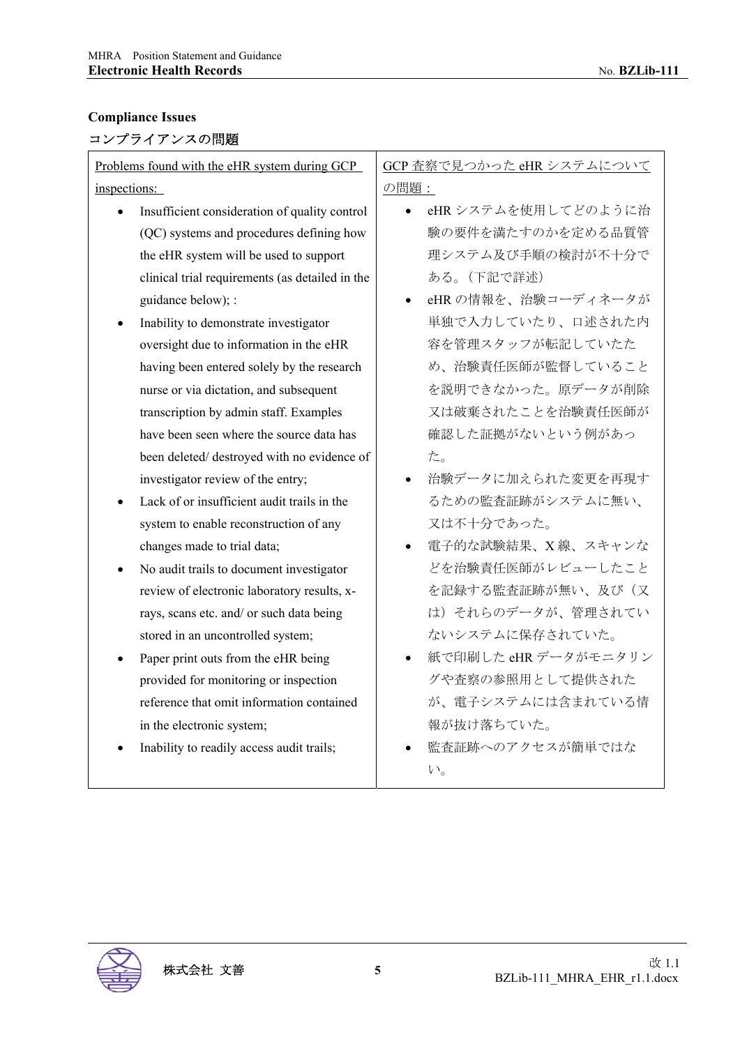**Compliance Issues**

コンプライアンスの問題

| Problems found with the eHR system during GCP inspections: | GCP 査察で見つかった eHR システムについての問題： |
|---|---|
| • Insufficient consideration of quality control (QC) systems and procedures defining how the eHR system will be used to support clinical trial requirements (as detailed in the guidance below); :<br>• Inability to demonstrate investigator oversight due to information in the eHR having been entered solely by the research nurse or via dictation, and subsequent transcription by admin staff. Examples have been seen where the source data has been deleted/ destroyed with no evidence of investigator review of the entry;<br>• Lack of or insufficient audit trails in the system to enable reconstruction of any changes made to trial data;<br>• No audit trails to document investigator review of electronic laboratory results, x-rays, scans etc. and/ or such data being stored in an uncontrolled system;<br>• Paper print outs from the eHR being provided for monitoring or inspection reference that omit information contained in the electronic system;<br>• Inability to readily access audit trails; | • eHR システムを使用してどのように治験の要件を満たすのかを定める品質管理システム及び手順の検討が不十分である。（下記で詳述）<br>• eHR の情報を、治験コーディネータが単独で入力していたり、口述された内容を管理スタッフが転記していたため、治験責任医師が監督していることを説明できなかった。原データが削除又は破棄されたことを治験責任医師が確認した証拠がないという例があった。<br>• 治験データに加えられた変更を再現するための監査証跡がシステムに無い、又は不十分であった。<br>• 電子的な試験結果、X 線、スキャンなどを治験責任医師がレビューしたことを記録する監査証跡が無い、及び（又は）それらのデータが、管理されていないシステムに保存されていた。<br>• 紙で印刷した eHR データがモニタリングや査察の参照用として提供されたが、電子システムには含まれている情報が抜け落ちていた。<br>• 監査証跡へのアクセスが簡単ではない。 |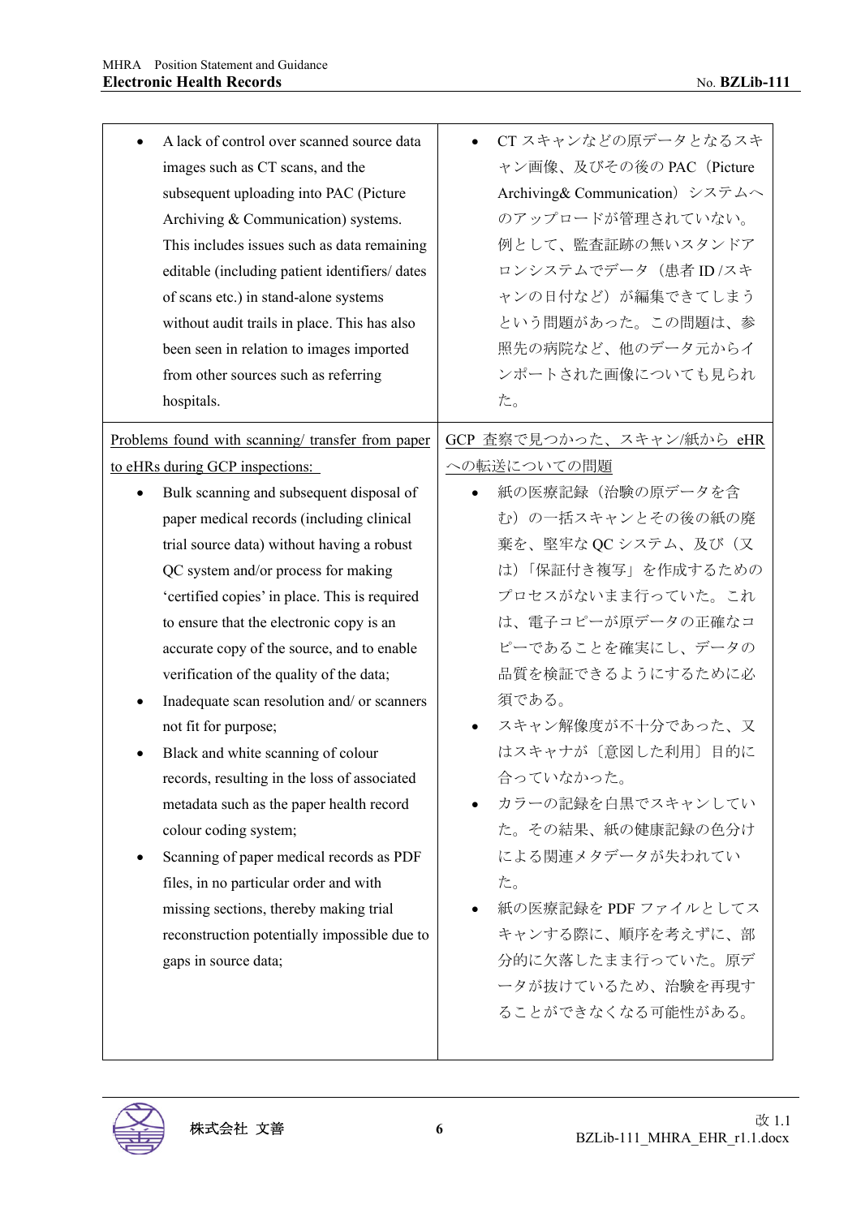| | |
|---|---|
| • A lack of control over scanned source data images such as CT scans, and the subsequent uploading into PAC (Picture Archiving & Communication) systems. This includes issues such as data remaining editable (including patient identifiers/ dates of scans etc.) in stand-alone systems without audit trails in place. This has also been seen in relation to images imported from other sources such as referring hospitals. | • CT スキャンなどの原データとなるスキャン画像、及びその後の PAC（Picture Archiving& Communication）システムへのアップロードが管理されていない。例として、監査証跡の無いスタンドアロンシステムでデータ（患者 ID /スキャンの日付など）が編集できてしまうという問題があった。この問題は、参照先の病院など、他のデータ元からインポートされた画像についても見られた。 |
| Problems found with scanning/ transfer from paper to eHRs during GCP inspections:<br>• Bulk scanning and subsequent disposal of paper medical records (including clinical trial source data) without having a robust QC system and/or process for making 'certified copies' in place. This is required to ensure that the electronic copy is an accurate copy of the source, and to enable verification of the quality of the data;<br>• Inadequate scan resolution and/ or scanners not fit for purpose;<br>• Black and white scanning of colour records, resulting in the loss of associated metadata such as the paper health record colour coding system;<br>• Scanning of paper medical records as PDF files, in no particular order and with missing sections, thereby making trial reconstruction potentially impossible due to gaps in source data; | GCP 査察で見つかった、スキャン/紙から eHR への転送についての問題<br>• 紙の医療記録（治験の原データを含む）の一括スキャンとその後の紙の廃棄を、堅牢な QC システム、及び（又は）「保証付き複写」を作成するためのプロセスがないまま行っていた。これは、電子コピーが原データの正確なコピーであることを確実にし、データの品質を検証できるようにするために必須である。<br>• スキャン解像度が不十分であった、又はスキャナが〔意図した利用〕目的に合っていなかった。<br>• カラーの記録を白黒でスキャンしていた。その結果、紙の健康記録の色分けによる関連メタデータが失われていた。<br>• 紙の医療記録を PDF ファイルとしてスキャンする際に、順序を考えずに、部分的に欠落したまま行っていた。原データが抜けているため、治験を再現することができなくなる可能性がある。 |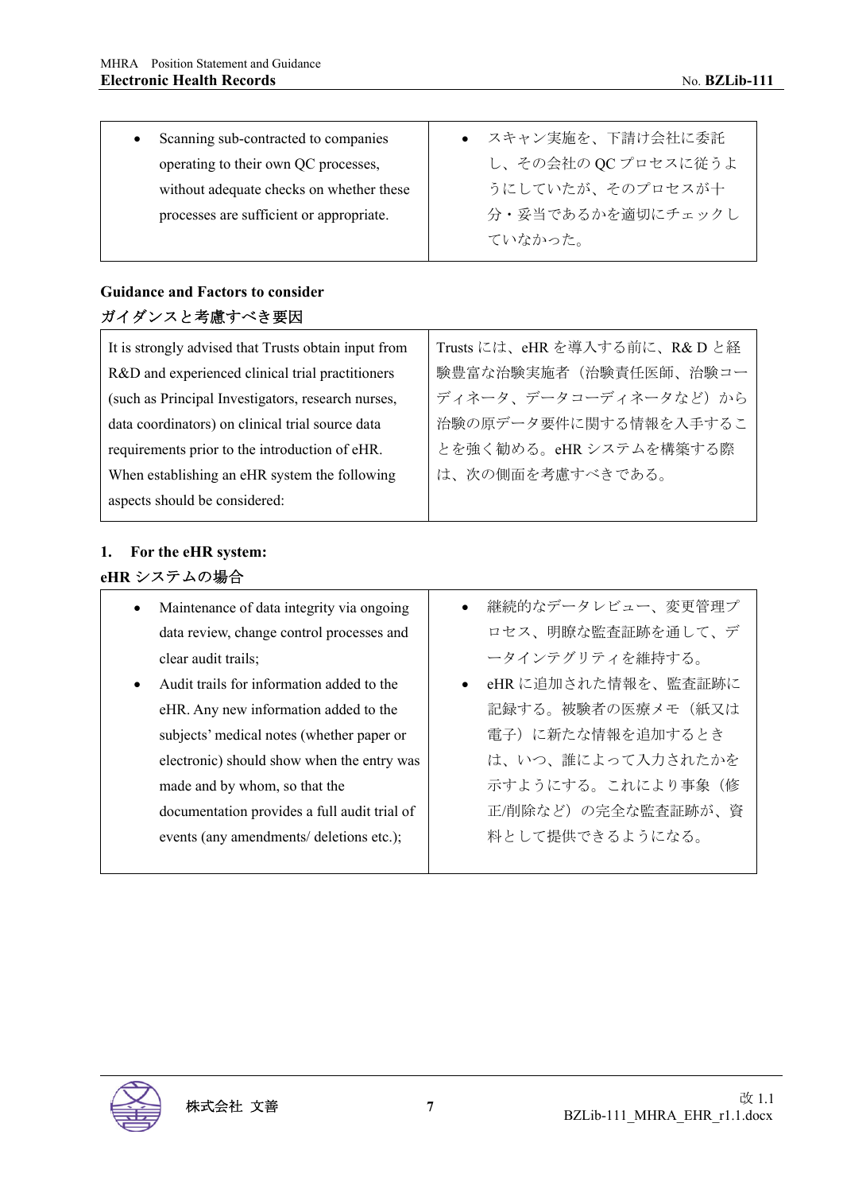| English | 日本語 |
|---|---|
| • Scanning sub-contracted to companies operating to their own QC processes, without adequate checks on whether these processes are sufficient or appropriate. | • スキャン実施を、下請け会社に委託し、その会社の QC プロセスに従うようにしていたが、そのプロセスが十分・妥当であるかを適切にチェックしていなかった。 |

**Guidance and Factors to consider**

**ガイダンスと考慮すべき要因**

| English | 日本語 |
|---|---|
| It is strongly advised that Trusts obtain input from R&D and experienced clinical trial practitioners (such as Principal Investigators, research nurses, data coordinators) on clinical trial source data requirements prior to the introduction of eHR. When establishing an eHR system the following aspects should be considered: | Trusts には、eHR を導入する前に、R& D と経験豊富な治験実施者（治験責任医師、治験コーディネータ、データコーディネータなど）から治験の原データ要件に関する情報を入手することを強く勧める。eHR システムを構築する際は、次の側面を考慮すべきである。 |

**1. For the eHR system:**

**eHR システムの場合**

| English | 日本語 |
|---|---|
| • Maintenance of data integrity via ongoing data review, change control processes and clear audit trails;<br>• Audit trails for information added to the eHR. Any new information added to the subjects' medical notes (whether paper or electronic) should show when the entry was made and by whom, so that the documentation provides a full audit trial of events (any amendments/ deletions etc.); | • 継続的なデータレビュー、変更管理プロセス、明瞭な監査証跡を通して、データインテグリティを維持する。<br>• eHR に追加された情報を、監査証跡に記録する。被験者の医療メモ（紙又は電子）に新たな情報を追加するときは、いつ、誰によって入力されたかを示すようにする。これにより事象（修正/削除など）の完全な監査証跡が、資料として提供できるようになる。 |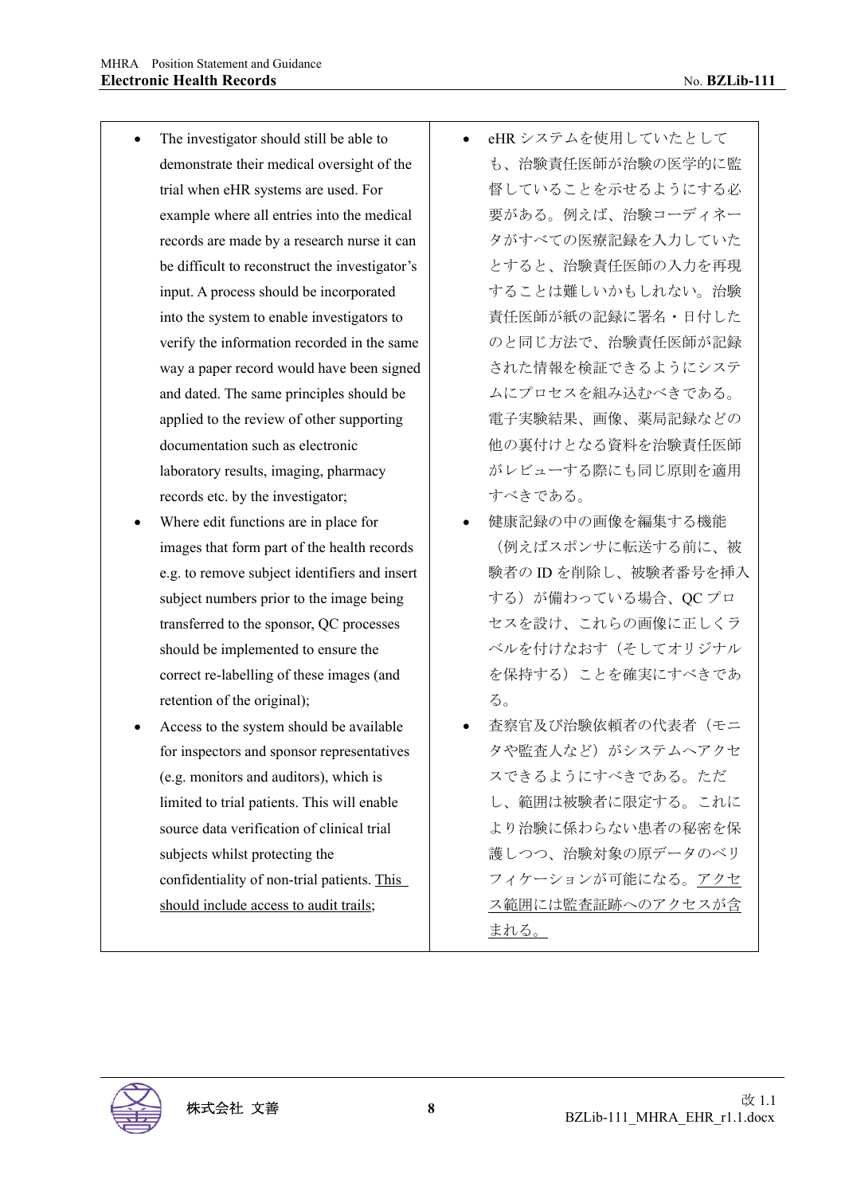| | |
|---|---|
| • The investigator should still be able to demonstrate their medical oversight of the trial when eHR systems are used. For example where all entries into the medical records are made by a research nurse it can be difficult to reconstruct the investigator's input. A process should be incorporated into the system to enable investigators to verify the information recorded in the same way a paper record would have been signed and dated. The same principles should be applied to the review of other supporting documentation such as electronic laboratory results, imaging, pharmacy records etc. by the investigator;<br>• Where edit functions are in place for images that form part of the health records e.g. to remove subject identifiers and insert subject numbers prior to the image being transferred to the sponsor, QC processes should be implemented to ensure the correct re-labelling of these images (and retention of the original);<br>• Access to the system should be available for inspectors and sponsor representatives (e.g. monitors and auditors), which is limited to trial patients. This will enable source data verification of clinical trial subjects whilst protecting the confidentiality of non-trial patients. <u>This should include access to audit trails;</u> | • eHR システムを使用していたとしても、治験責任医師が治験の医学的に監督していることを示せるようにする必要がある。例えば、治験コーディネータがすべての医療記録を入力していたとすると、治験責任医師の入力を再現することは難しいかもしれない。治験責任医師が紙の記録に署名・日付したのと同じ方法で、治験責任医師が記録された情報を検証できるようにシステムにプロセスを組み込むべきである。電子実験結果、画像、薬局記録などの他の裏付けとなる資料を治験責任医師がレビューする際にも同じ原則を適用すべきである。<br>• 健康記録の中の画像を編集する機能（例えばスポンサに転送する前に、被験者の ID を削除し、被験者番号を挿入する）が備わっている場合、QC プロセスを設け、これらの画像に正しくラベルを付けなおす（そしてオリジナルを保持する）ことを確実にすべきである。<br>• 査察官及び治験依頼者の代表者（モニタや監査人など）がシステムへアクセスできるようにすべきである。ただし、範囲は被験者に限定する。これにより治験に係わらない患者の秘密を保護しつつ、治験対象の原データのベリフィケーションが可能になる。<u>アクセス範囲には監査証跡へのアクセスが含まれる。</u> |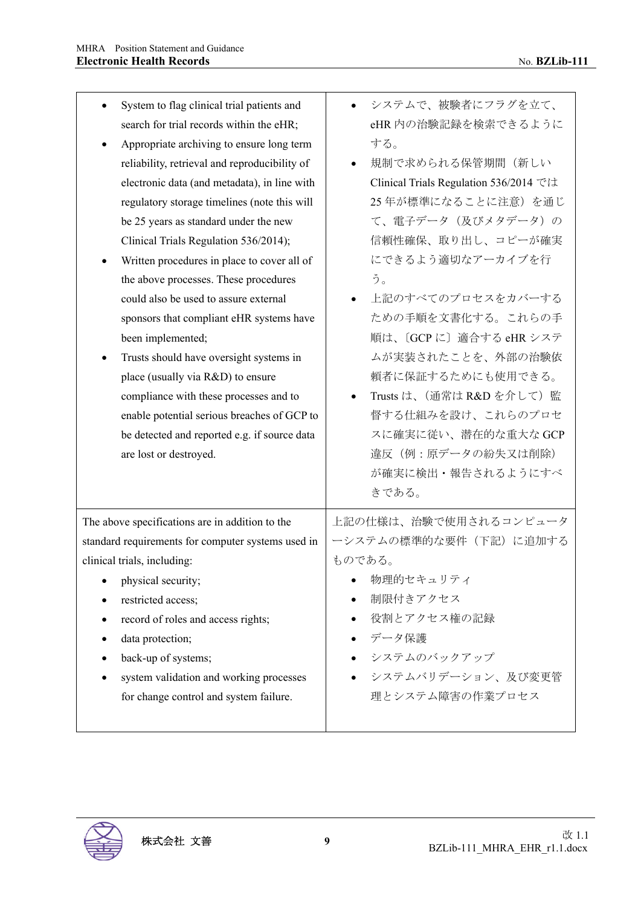| | |
|---|---|
| • System to flag clinical trial patients and search for trial records within the eHR;<br>• Appropriate archiving to ensure long term reliability, retrieval and reproducibility of electronic data (and metadata), in line with regulatory storage timelines (note this will be 25 years as standard under the new Clinical Trials Regulation 536/2014);<br>• Written procedures in place to cover all of the above processes. These procedures could also be used to assure external sponsors that compliant eHR systems have been implemented;<br>• Trusts should have oversight systems in place (usually via R&D) to ensure compliance with these processes and to enable potential serious breaches of GCP to be detected and reported e.g. if source data are lost or destroyed. | • システムで、被験者にフラグを立て、eHR 内の治験記録を検索できるようにする。<br>• 規制で求められる保管期間（新しい Clinical Trials Regulation 536/2014 では 25 年が標準になることに注意）を通じて、電子データ（及びメタデータ）の信頼性確保、取り出し、コピーが確実にできるよう適切なアーカイブを行う。<br>• 上記のすべてのプロセスをカバーするための手順を文書化する。これらの手順は、〔GCP に〕適合する eHR システムが実装されたことを、外部の治験依頼者に保証するためにも使用できる。<br>• Trusts は、（通常は R&D を介して）監督する仕組みを設け、これらのプロセスに確実に従い、潜在的な重大な GCP 違反（例：原データの紛失又は削除）が確実に検出・報告されるようにすべきである。 |
| The above specifications are in addition to the standard requirements for computer systems used in clinical trials, including:<br>• physical security;<br>• restricted access;<br>• record of roles and access rights;<br>• data protection;<br>• back-up of systems;<br>• system validation and working processes for change control and system failure. | 上記の仕様は、治験で使用されるコンピューターシステムの標準的な要件（下記）に追加するものである。<br>• 物理的セキュリティ<br>• 制限付きアクセス<br>• 役割とアクセス権の記録<br>• データ保護<br>• システムのバックアップ<br>• システムバリデーション、及び変更管理とシステム障害の作業プロセス |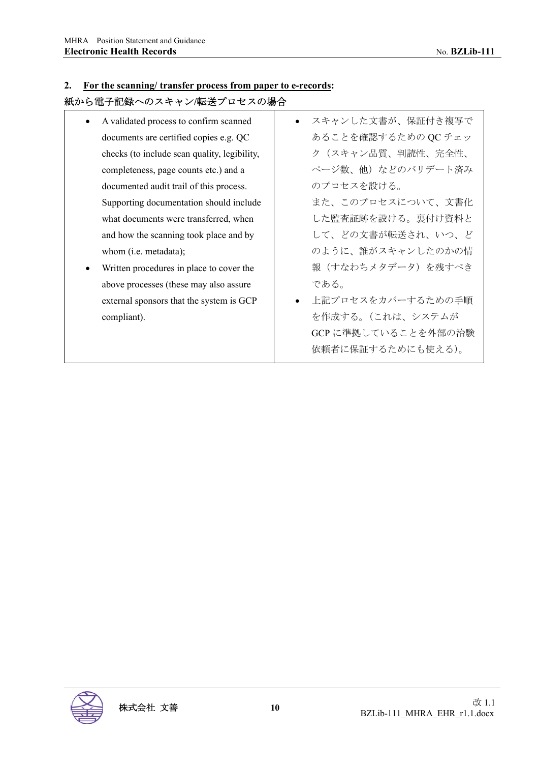## 2. **For the scanning/ transfer process from paper to e-records:**

紙から電子記録へのスキャン/転送プロセスの場合

| | |
|---|---|
| • A validated process to confirm scanned documents are certified copies e.g. QC checks (to include scan quality, legibility, completeness, page counts etc.) and a documented audit trail of this process. Supporting documentation should include what documents were transferred, when and how the scanning took place and by whom (i.e. metadata);<br>• Written procedures in place to cover the above processes (these may also assure external sponsors that the system is GCP compliant). | • スキャンした文書が、保証付き複写であることを確認するための QC チェック（スキャン品質、判読性、完全性、ページ数、他）などのバリデート済みのプロセスを設ける。<br>また、このプロセスについて、文書化した監査証跡を設ける。裏付け資料として、どの文書が転送され、いつ、どのように、誰がスキャンしたのかの情報（すなわちメタデータ）を残すべきである。<br>• 上記プロセスをカバーするための手順を作成する。（これは、システムが GCP に準拠していることを外部の治験依頼者に保証するためにも使える）。 |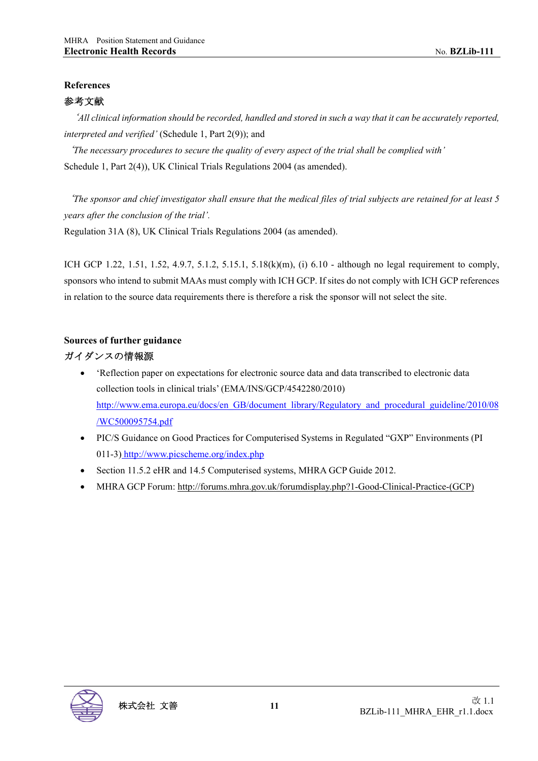**References**

**参考文献**

*'All clinical information should be recorded, handled and stored in such a way that it can be accurately reported, interpreted and verified'* (Schedule 1, Part 2(9)); and

*'The necessary procedures to secure the quality of every aspect of the trial shall be complied with'*

Schedule 1, Part 2(4)), UK Clinical Trials Regulations 2004 (as amended).

*'The sponsor and chief investigator shall ensure that the medical files of trial subjects are retained for at least 5 years after the conclusion of the trial'.*

Regulation 31A (8), UK Clinical Trials Regulations 2004 (as amended).

ICH GCP 1.22, 1.51, 1.52, 4.9.7, 5.1.2, 5.15.1, 5.18(k)(m), (i) 6.10 - although no legal requirement to comply, sponsors who intend to submit MAAs must comply with ICH GCP. If sites do not comply with ICH GCP references in relation to the source data requirements there is therefore a risk the sponsor will not select the site.

**Sources of further guidance**

**ガイダンスの情報源**

- 'Reflection paper on expectations for electronic source data and data transcribed to electronic data collection tools in clinical trials' (EMA/INS/GCP/4542280/2010) http://www.ema.europa.eu/docs/en_GB/document_library/Regulatory_and_procedural_guideline/2010/08/WC500095754.pdf
- PIC/S Guidance on Good Practices for Computerised Systems in Regulated "GXP" Environments (PI 011-3) http://www.picscheme.org/index.php
- Section 11.5.2 eHR and 14.5 Computerised systems, MHRA GCP Guide 2012.
- MHRA GCP Forum: http://forums.mhra.gov.uk/forumdisplay.php?1-Good-Clinical-Practice-(GCP)